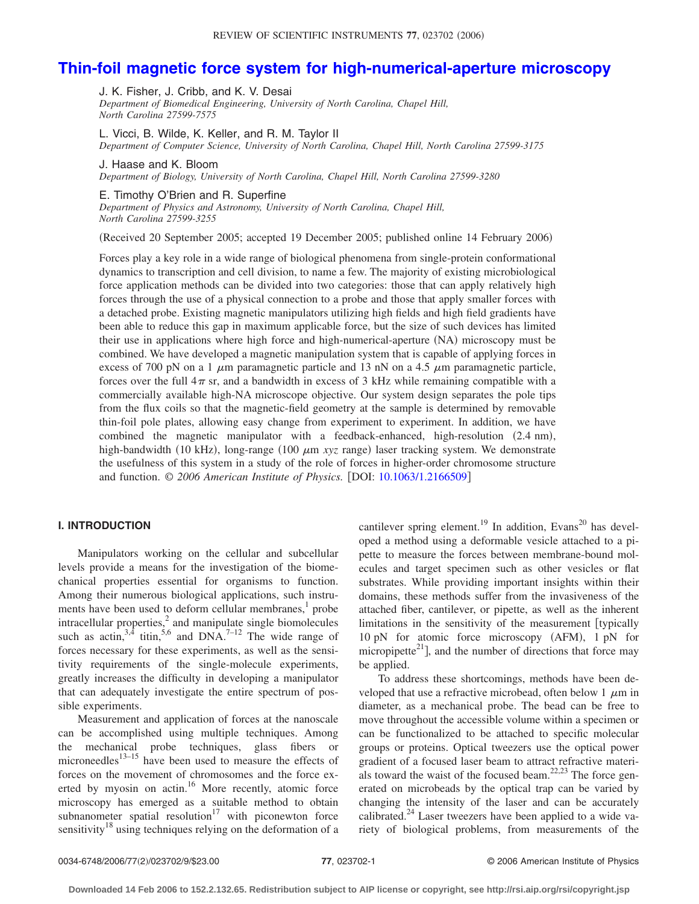# Thin-foil magnetic force system for high-numerical-aperture microscopy

J. K. Fisher, J. Cribb, and K. V. Desai
*Department of Biomedical Engineering, University of North Carolina, Chapel Hill, North Carolina 27599-7575*

L. Vicci, B. Wilde, K. Keller, and R. M. Taylor II
*Department of Computer Science, University of North Carolina, Chapel Hill, North Carolina 27599-3175*

J. Haase and K. Bloom
*Department of Biology, University of North Carolina, Chapel Hill, North Carolina 27599-3280*

E. Timothy O'Brien and R. Superfine
*Department of Physics and Astronomy, University of North Carolina, Chapel Hill, North Carolina 27599-3255*

(Received 20 September 2005; accepted 19 December 2005; published online 14 February 2006)

Forces play a key role in a wide range of biological phenomena from single-protein conformational dynamics to transcription and cell division, to name a few. The majority of existing microbiological force application methods can be divided into two categories: those that can apply relatively high forces through the use of a physical connection to a probe and those that apply smaller forces with a detached probe. Existing magnetic manipulators utilizing high fields and high field gradients have been able to reduce this gap in maximum applicable force, but the size of such devices has limited their use in applications where high force and high-numerical-aperture (NA) microscopy must be combined. We have developed a magnetic manipulation system that is capable of applying forces in excess of 700 pN on a 1 $\mu$m paramagnetic particle and 13 nN on a 4.5 $\mu$m paramagnetic particle, forces over the full $4\pi$ sr, and a bandwidth in excess of 3 kHz while remaining compatible with a commercially available high-NA microscope objective. Our system design separates the pole tips from the flux coils so that the magnetic-field geometry at the sample is determined by removable thin-foil pole plates, allowing easy change from experiment to experiment. In addition, we have combined the magnetic manipulator with a feedback-enhanced, high-resolution (2.4 nm), high-bandwidth (10 kHz), long-range (100 $\mu$m *xyz* range) laser tracking system. We demonstrate the usefulness of this system in a study of the role of forces in higher-order chromosome structure and function. © *2006 American Institute of Physics.* [DOI: 10.1063/1.2166509]

## I. INTRODUCTION

Manipulators working on the cellular and subcellular levels provide a means for the investigation of the biomechanical properties essential for organisms to function. Among their numerous biological applications, such instruments have been used to deform cellular membranes,[1] probe intracellular properties,[2] and manipulate single biomolecules such as actin,[3,4] titin,[5,6] and DNA.[7–12] The wide range of forces necessary for these experiments, as well as the sensitivity requirements of the single-molecule experiments, greatly increases the difficulty in developing a manipulator that can adequately investigate the entire spectrum of possible experiments.

Measurement and application of forces at the nanoscale can be accomplished using multiple techniques. Among the mechanical probe techniques, glass fibers or microneedles[13–15] have been used to measure the effects of forces on the movement of chromosomes and the force exerted by myosin on actin.[16] More recently, atomic force microscopy has emerged as a suitable method to obtain subnanometer spatial resolution[17] with piconewton force sensitivity[18] using techniques relying on the deformation of a cantilever spring element.[19] In addition, Evans[20] has developed a method using a deformable vesicle attached to a pipette to measure the forces between membrane-bound molecules and target specimen such as other vesicles or flat substrates. While providing important insights within their domains, these methods suffer from the invasiveness of the attached fiber, cantilever, or pipette, as well as the inherent limitations in the sensitivity of the measurement [typically 10 pN for atomic force microscopy (AFM), 1 pN for micropipette[21]], and the number of directions that force may be applied.

To address these shortcomings, methods have been developed that use a refractive microbead, often below 1 $\mu$m in diameter, as a mechanical probe. The bead can be free to move throughout the accessible volume within a specimen or can be functionalized to be attached to specific molecular groups or proteins. Optical tweezers use the optical power gradient of a focused laser beam to attract refractive materials toward the waist of the focused beam.[22,23] The force generated on microbeads by the optical trap can be varied by changing the intensity of the laser and can be accurately calibrated.[24] Laser tweezers have been applied to a wide variety of biological problems, from measurements of the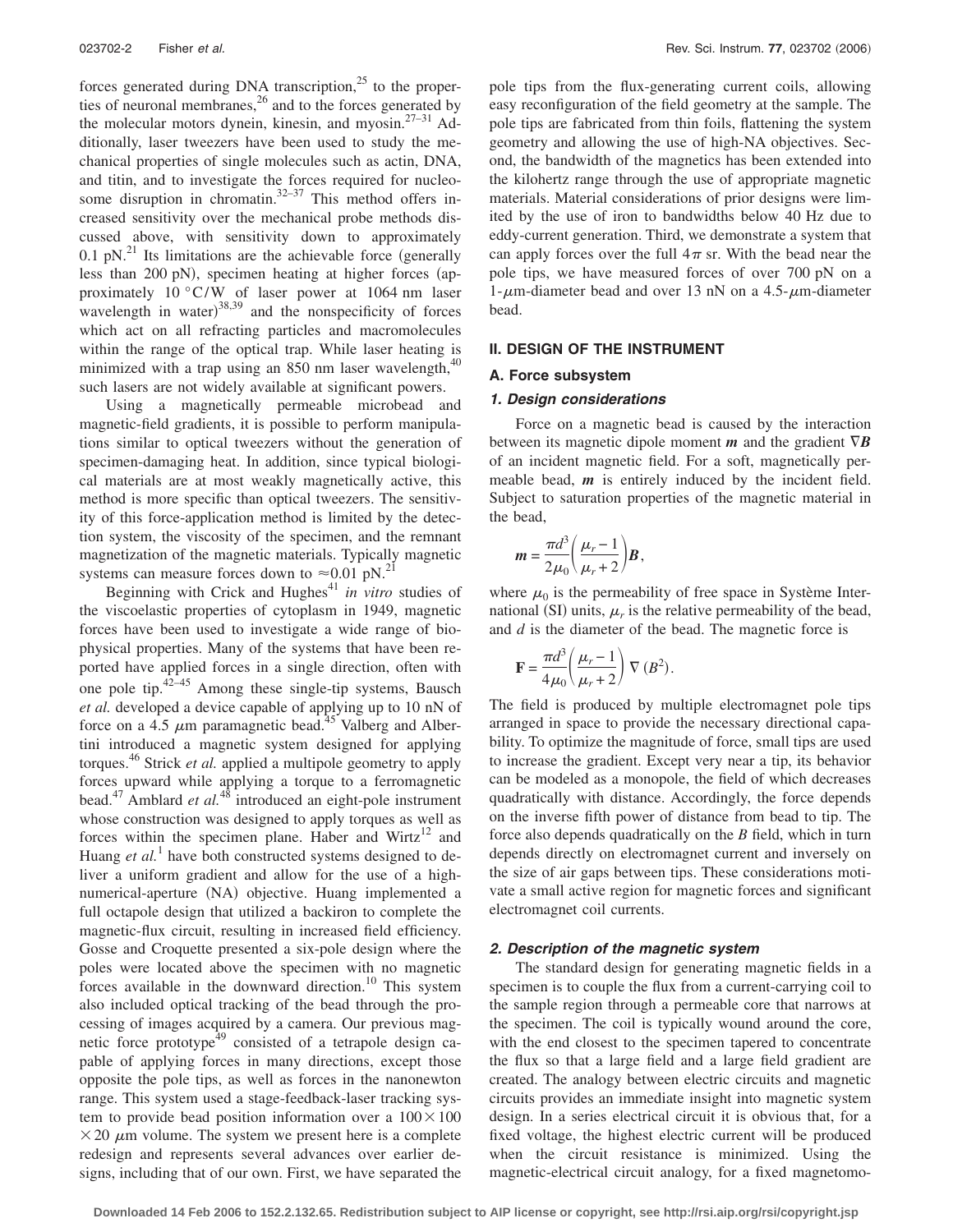forces generated during DNA transcription,[25] to the properties of neuronal membranes,[26] and to the forces generated by the molecular motors dynein, kinesin, and myosin.[27–31] Additionally, laser tweezers have been used to study the mechanical properties of single molecules such as actin, DNA, and titin, and to investigate the forces required for nucleosome disruption in chromatin.[32–37] This method offers increased sensitivity over the mechanical probe methods discussed above, with sensitivity down to approximately 0.1 pN.[21] Its limitations are the achievable force (generally less than 200 pN), specimen heating at higher forces (approximately 10 °C/W of laser power at 1064 nm laser wavelength in water)[38,39] and the nonspecificity of forces which act on all refracting particles and macromolecules within the range of the optical trap. While laser heating is minimized with a trap using an 850 nm laser wavelength,[40] such lasers are not widely available at significant powers.

Using a magnetically permeable microbead and magnetic-field gradients, it is possible to perform manipulations similar to optical tweezers without the generation of specimen-damaging heat. In addition, since typical biological materials are at most weakly magnetically active, this method is more specific than optical tweezers. The sensitivity of this force-application method is limited by the detection system, the viscosity of the specimen, and the remnant magnetization of the magnetic materials. Typically magnetic systems can measure forces down to $\approx 0.01$ pN.[21]

Beginning with Crick and Hughes[41] *in vitro* studies of the viscoelastic properties of cytoplasm in 1949, magnetic forces have been used to investigate a wide range of biophysical properties. Many of the systems that have been reported have applied forces in a single direction, often with one pole tip.[42–45] Among these single-tip systems, Bausch *et al.* developed a device capable of applying up to 10 nN of force on a 4.5 $\mu$m paramagnetic bead.[45] Valberg and Albertini introduced a magnetic system designed for applying torques.[46] Strick *et al.* applied a multipole geometry to apply forces upward while applying a torque to a ferromagnetic bead.[47] Amblard *et al.*[48] introduced an eight-pole instrument whose construction was designed to apply torques as well as forces within the specimen plane. Haber and Wirtz[12] and Huang *et al.*[1] have both constructed systems designed to deliver a uniform gradient and allow for the use of a high-numerical-aperture (NA) objective. Huang implemented a full octapole design that utilized a backiron to complete the magnetic-flux circuit, resulting in increased field efficiency. Gosse and Croquette presented a six-pole design where the poles were located above the specimen with no magnetic forces available in the downward direction.[10] This system also included optical tracking of the bead through the processing of images acquired by a camera. Our previous magnetic force prototype[49] consisted of a tetrapole design capable of applying forces in many directions, except those opposite the pole tips, as well as forces in the nanonewton range. This system used a stage-feedback-laser tracking system to provide bead position information over a $100 \times 100 \times 20$ $\mu$m volume. The system we present here is a complete redesign and represents several advances over earlier designs, including that of our own. First, we have separated the pole tips from the flux-generating current coils, allowing easy reconfiguration of the field geometry at the sample. The pole tips are fabricated from thin foils, flattening the system geometry and allowing the use of high-NA objectives. Second, the bandwidth of the magnetics has been extended into the kilohertz range through the use of appropriate magnetic materials. Material considerations of prior designs were limited by the use of iron to bandwidths below 40 Hz due to eddy-current generation. Third, we demonstrate a system that can apply forces over the full $4\pi$ sr. With the bead near the pole tips, we have measured forces of over 700 pN on a 1-$\mu$m-diameter bead and over 13 nN on a 4.5-$\mu$m-diameter bead.

## II. DESIGN OF THE INSTRUMENT

### A. Force subsystem

#### *1. Design considerations*

Force on a magnetic bead is caused by the interaction between its magnetic dipole moment $\boldsymbol{m}$ and the gradient $\nabla \boldsymbol{B}$ of an incident magnetic field. For a soft, magnetically permeable bead, $\boldsymbol{m}$ is entirely induced by the incident field. Subject to saturation properties of the magnetic material in the bead,

$$\boldsymbol{m} = \frac{\pi d^3}{2\mu_0}\left(\frac{\mu_r - 1}{\mu_r + 2}\right)\boldsymbol{B},$$

where $\mu_0$ is the permeability of free space in Système International (SI) units, $\mu_r$ is the relative permeability of the bead, and $d$ is the diameter of the bead. The magnetic force is

$$\mathbf{F} = \frac{\pi d^3}{4\mu_0}\left(\frac{\mu_r - 1}{\mu_r + 2}\right)\nabla (B^2).$$

The field is produced by multiple electromagnet pole tips arranged in space to provide the necessary directional capability. To optimize the magnitude of force, small tips are used to increase the gradient. Except very near a tip, its behavior can be modeled as a monopole, the field of which decreases quadratically with distance. Accordingly, the force depends on the inverse fifth power of distance from bead to tip. The force also depends quadratically on the $B$ field, which in turn depends directly on electromagnet current and inversely on the size of air gaps between tips. These considerations motivate a small active region for magnetic forces and significant electromagnet coil currents.

#### *2. Description of the magnetic system*

The standard design for generating magnetic fields in a specimen is to couple the flux from a current-carrying coil to the sample region through a permeable core that narrows at the specimen. The coil is typically wound around the core, with the end closest to the specimen tapered to concentrate the flux so that a large field and a large field gradient are created. The analogy between electric circuits and magnetic circuits provides an immediate insight into magnetic system design. In a series electrical circuit it is obvious that, for a fixed voltage, the highest electric current will be produced when the circuit resistance is minimized. Using the magnetic-electrical circuit analogy, for a fixed magnetomo-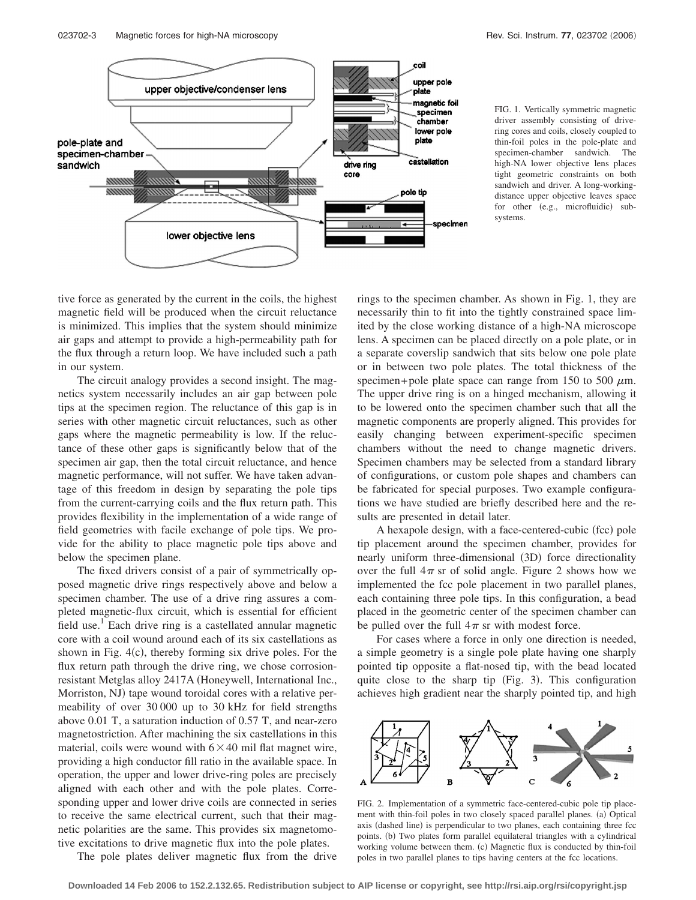tive force as generated by the current in the coils, the highest magnetic field will be produced when the circuit reluctance is minimized. This implies that the system should minimize air gaps and attempt to provide a high-permeability path for the flux through a return loop. We have included such a path in our system.

The circuit analogy provides a second insight. The magnetics system necessarily includes an air gap between pole tips at the specimen region. The reluctance of this gap is in series with other magnetic circuit reluctances, such as other gaps where the magnetic permeability is low. If the reluctance of these other gaps is significantly below that of the specimen air gap, then the total circuit reluctance, and hence magnetic performance, will not suffer. We have taken advantage of this freedom in design by separating the pole tips from the current-carrying coils and the flux return path. This provides flexibility in the implementation of a wide range of field geometries with facile exchange of pole tips. We provide for the ability to place magnetic pole tips above and below the specimen plane.

The fixed drivers consist of a pair of symmetrically opposed magnetic drive rings respectively above and below a specimen chamber. The use of a drive ring assures a completed magnetic-flux circuit, which is essential for efficient field use.[1] Each drive ring is a castellated annular magnetic core with a coil wound around each of its six castellations as shown in Fig. 4(c), thereby forming six drive poles. For the flux return path through the drive ring, we chose corrosion-resistant Metglas alloy 2417A (Honeywell, International Inc., Morriston, NJ) tape wound toroidal cores with a relative permeability of over 30 000 up to 30 kHz for field strengths above 0.01 T, a saturation induction of 0.57 T, and near-zero magnetostriction. After machining the six castellations in this material, coils were wound with $6\times 40$ mil flat magnet wire, providing a high conductor fill ratio in the available space. In operation, the upper and lower drive-ring poles are precisely aligned with each other and with the pole plates. Corresponding upper and lower drive coils are connected in series to receive the same electrical current, such that their magnetic polarities are the same. This provides six magnetomotive excitations to drive magnetic flux into the pole plates.

The pole plates deliver magnetic flux from the drive rings to the specimen chamber. As shown in Fig. 1, they are necessarily thin to fit into the tightly constrained space limited by the close working distance of a high-NA microscope lens. A specimen can be placed directly on a pole plate, or in a separate coverslip sandwich that sits below one pole plate or in between two pole plates. The total thickness of the specimen+pole plate space can range from 150 to 500 $\mu$m. The upper drive ring is on a hinged mechanism, allowing it to be lowered onto the specimen chamber such that all the magnetic components are properly aligned. This provides for easily changing between experiment-specific specimen chambers without the need to change magnetic drivers. Specimen chambers may be selected from a standard library of configurations, or custom pole shapes and chambers can be fabricated for special purposes. Two example configurations we have studied are briefly described here and the results are presented in detail later.

A hexapole design, with a face-centered-cubic (fcc) pole tip placement around the specimen chamber, provides for nearly uniform three-dimensional (3D) force directionality over the full $4\pi$ sr of solid angle. Figure 2 shows how we implemented the fcc pole placement in two parallel planes, each containing three pole tips. In this configuration, a bead placed in the geometric center of the specimen chamber can be pulled over the full $4\pi$ sr with modest force.

For cases where a force in only one direction is needed, a simple geometry is a single pole plate having one sharply pointed tip opposite a flat-nosed tip, with the bead located quite close to the sharp tip (Fig. 3). This configuration achieves high gradient near the sharply pointed tip, and high

FIG. 1. Vertically symmetric magnetic driver assembly consisting of drive-ring cores and coils, closely coupled to thin-foil poles in the pole-plate and specimen-chamber sandwich. The high-NA lower objective lens places tight geometric constraints on both sandwich and driver. A long-working-distance upper objective leaves space for other (e.g., microfluidic) subsystems.

FIG. 2. Implementation of a symmetric face-centered-cubic pole tip placement with thin-foil poles in two closely spaced parallel planes. (a) Optical axis (dashed line) is perpendicular to two planes, each containing three fcc points. (b) Two plates form parallel equilateral triangles with a cylindrical working volume between them. (c) Magnetic flux is conducted by thin-foil poles in two parallel planes to tips having centers at the fcc locations.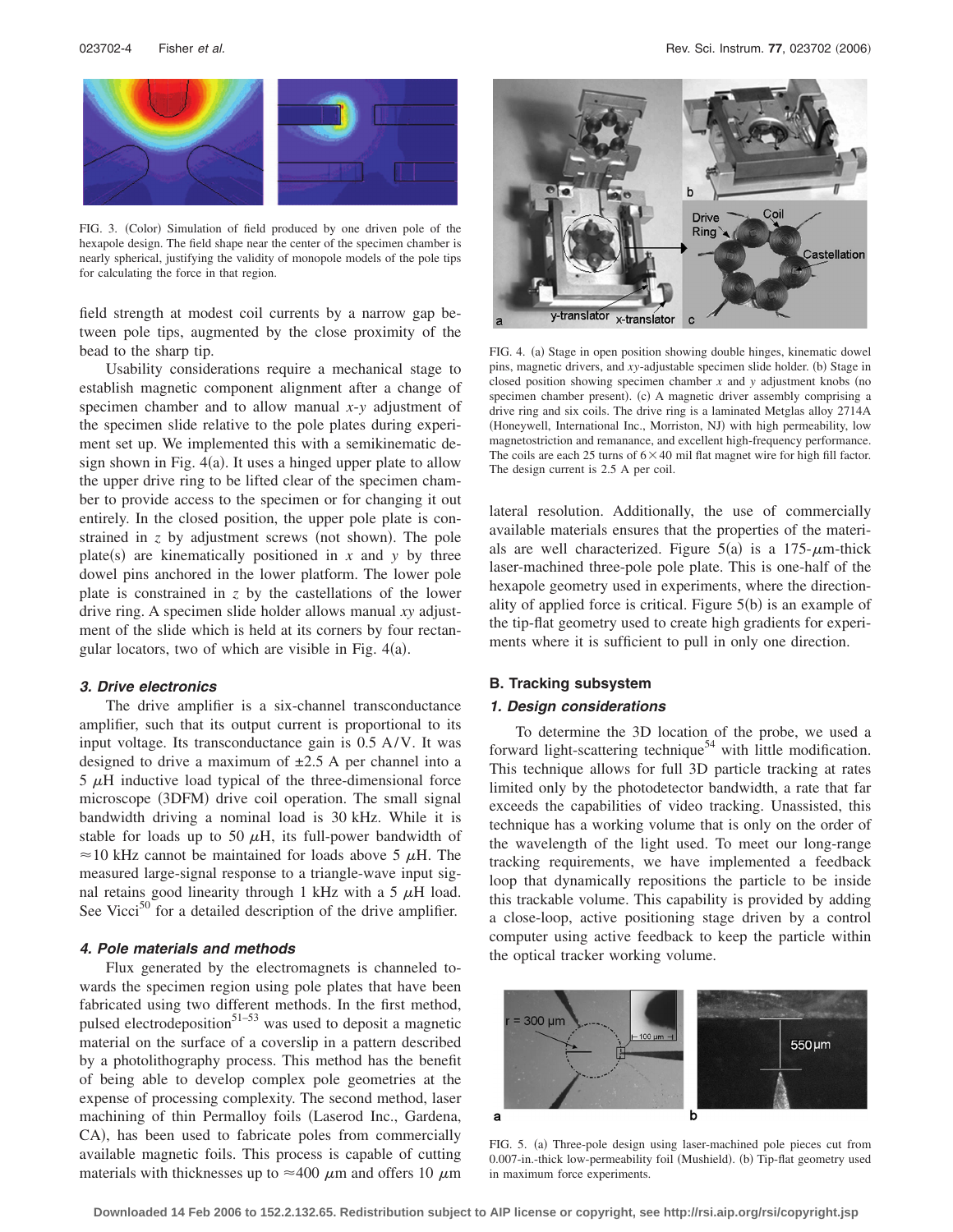FIG. 3. (Color) Simulation of field produced by one driven pole of the hexapole design. The field shape near the center of the specimen chamber is nearly spherical, justifying the validity of monopole models of the pole tips for calculating the force in that region.

field strength at modest coil currents by a narrow gap between pole tips, augmented by the close proximity of the bead to the sharp tip.

Usability considerations require a mechanical stage to establish magnetic component alignment after a change of specimen chamber and to allow manual $x$-$y$ adjustment of the specimen slide relative to the pole plates during experiment set up. We implemented this with a semikinematic design shown in Fig. 4(a). It uses a hinged upper plate to allow the upper drive ring to be lifted clear of the specimen chamber to provide access to the specimen or for changing it out entirely. In the closed position, the upper pole plate is constrained in $z$ by adjustment screws (not shown). The pole plate(s) are kinematically positioned in $x$ and $y$ by three dowel pins anchored in the lower platform. The lower pole plate is constrained in $z$ by the castellations of the lower drive ring. A specimen slide holder allows manual $xy$ adjustment of the slide which is held at its corners by four rectangular locators, two of which are visible in Fig. 4(a).

### 3. Drive electronics

The drive amplifier is a six-channel transconductance amplifier, such that its output current is proportional to its input voltage. Its transconductance gain is 0.5 A/V. It was designed to drive a maximum of ±2.5 A per channel into a 5 $\mu$H inductive load typical of the three-dimensional force microscope (3DFM) drive coil operation. The small signal bandwidth driving a nominal load is 30 kHz. While it is stable for loads up to 50 $\mu$H, its full-power bandwidth of ≈10 kHz cannot be maintained for loads above 5 $\mu$H. The measured large-signal response to a triangle-wave input signal retains good linearity through 1 kHz with a 5 $\mu$H load. See Vicci[50] for a detailed description of the drive amplifier.

### 4. Pole materials and methods

Flux generated by the electromagnets is channeled towards the specimen region using pole plates that have been fabricated using two different methods. In the first method, pulsed electrodeposition[51–53] was used to deposit a magnetic material on the surface of a coverslip in a pattern described by a photolithography process. This method has the benefit of being able to develop complex pole geometries at the expense of processing complexity. The second method, laser machining of thin Permalloy foils (Laserod Inc., Gardena, CA), has been used to fabricate poles from commercially available magnetic foils. This process is capable of cutting materials with thicknesses up to ≈400 $\mu$m and offers 10 $\mu$m lateral resolution. Additionally, the use of commercially available materials ensures that the properties of the materials are well characterized. Figure 5(a) is a 175-$\mu$m-thick laser-machined three-pole pole plate. This is one-half of the hexapole geometry used in experiments, where the directionality of applied force is critical. Figure 5(b) is an example of the tip-flat geometry used to create high gradients for experiments where it is sufficient to pull in only one direction.

a
b
c
Drive Ring
Coil
Castellation
y-translator
x-translator

FIG. 4. (a) Stage in open position showing double hinges, kinematic dowel pins, magnetic drivers, and $xy$-adjustable specimen slide holder. (b) Stage in closed position showing specimen chamber $x$ and $y$ adjustment knobs (no specimen chamber present). (c) A magnetic driver assembly comprising a drive ring and six coils. The drive ring is a laminated Metglas alloy 2714A (Honeywell, International Inc., Morriston, NJ) with high permeability, low magnetostriction and remanance, and excellent high-frequency performance. The coils are each 25 turns of 6×40 mil flat magnet wire for high fill factor. The design current is 2.5 A per coil.

## B. Tracking subsystem

### 1. Design considerations

To determine the 3D location of the probe, we used a forward light-scattering technique[54] with little modification. This technique allows for full 3D particle tracking at rates limited only by the photodetector bandwidth, a rate that far exceeds the capabilities of video tracking. Unassisted, this technique has a working volume that is only on the order of the wavelength of the light used. To meet our long-range tracking requirements, we have implemented a feedback loop that dynamically repositions the particle to be inside this trackable volume. This capability is provided by adding a close-loop, active positioning stage driven by a control computer using active feedback to keep the particle within the optical tracker working volume.

r = 300 µm
100 µm
550µm
a
b

FIG. 5. (a) Three-pole design using laser-machined pole pieces cut from 0.007-in.-thick low-permeability foil (Mushield). (b) Tip-flat geometry used in maximum force experiments.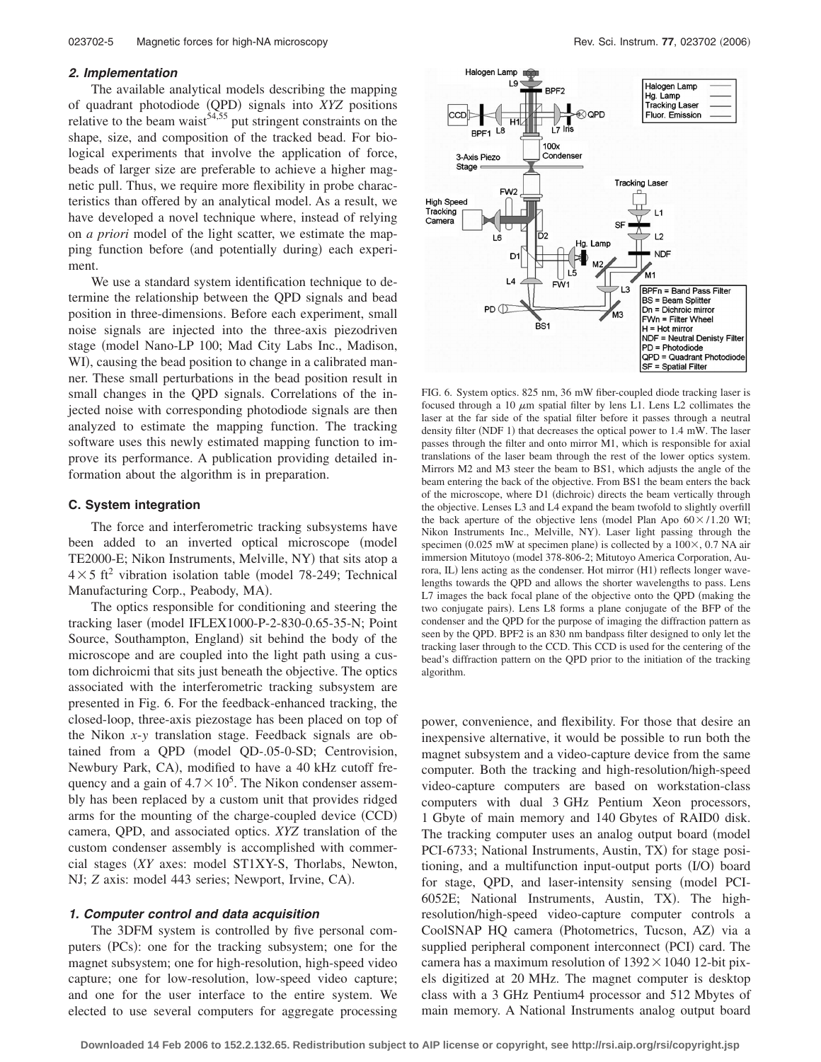### 2. Implementation

The available analytical models describing the mapping of quadrant photodiode (QPD) signals into *XYZ* positions relative to the beam waist[54,55] put stringent constraints on the shape, size, and composition of the tracked bead. For biological experiments that involve the application of force, beads of larger size are preferable to achieve a higher magnetic pull. Thus, we require more flexibility in probe characteristics than offered by an analytical model. As a result, we have developed a novel technique where, instead of relying on *a priori* model of the light scatter, we estimate the mapping function before (and potentially during) each experiment.

We use a standard system identification technique to determine the relationship between the QPD signals and bead position in three-dimensions. Before each experiment, small noise signals are injected into the three-axis piezodriven stage (model Nano-LP 100; Mad City Labs Inc., Madison, WI), causing the bead position to change in a calibrated manner. These small perturbations in the bead position result in small changes in the QPD signals. Correlations of the injected noise with corresponding photodiode signals are then analyzed to estimate the mapping function. The tracking software uses this newly estimated mapping function to improve its performance. A publication providing detailed information about the algorithm is in preparation.

## C. System integration

The force and interferometric tracking subsystems have been added to an inverted optical microscope (model TE2000-E; Nikon Instruments, Melville, NY) that sits atop a $4\times5$ ft$^2$ vibration isolation table (model 78-249; Technical Manufacturing Corp., Peabody, MA).

The optics responsible for conditioning and steering the tracking laser (model IFLEX1000-P-2-830-0.65-35-N; Point Source, Southampton, England) sit behind the body of the microscope and are coupled into the light path using a custom dichroicmi that sits just beneath the objective. The optics associated with the interferometric tracking subsystem are presented in Fig. 6. For the feedback-enhanced tracking, the closed-loop, three-axis piezostage has been placed on top of the Nikon *x-y* translation stage. Feedback signals are obtained from a QPD (model QD-.05-0-SD; Centrovision, Newbury Park, CA), modified to have a 40 kHz cutoff frequency and a gain of $4.7\times10^5$. The Nikon condenser assembly has been replaced by a custom unit that provides ridged arms for the mounting of the charge-coupled device (CCD) camera, QPD, and associated optics. *XYZ* translation of the custom condenser assembly is accomplished with commercial stages (*XY* axes: model ST1XY-S, Thorlabs, Newton, NJ; *Z* axis: model 443 series; Newport, Irvine, CA).

### 1. Computer control and data acquisition

The 3DFM system is controlled by five personal computers (PCs): one for the tracking subsystem; one for the magnet subsystem; one for high-resolution, high-speed video capture; one for low-resolution, low-speed video capture; and one for the user interface to the entire system. We elected to use several computers for aggregate processing power, convenience, and flexibility. For those that desire an inexpensive alternative, it would be possible to run both the magnet subsystem and a video-capture device from the same computer. Both the tracking and high-resolution/high-speed video-capture computers are based on workstation-class computers with dual 3 GHz Pentium Xeon processors, 1 Gbyte of main memory and 140 Gbytes of RAID0 disk. The tracking computer uses an analog output board (model PCI-6733; National Instruments, Austin, TX) for stage positioning, and a multifunction input-output ports (I/O) board for stage, QPD, and laser-intensity sensing (model PCI-6052E; National Instruments, Austin, TX). The high-resolution/high-speed video-capture computer controls a CoolSNAP HQ camera (Photometrics, Tucson, AZ) via a supplied peripheral component interconnect (PCI) card. The camera has a maximum resolution of $1392\times1040$ 12-bit pixels digitized at 20 MHz. The magnet computer is desktop class with a 3 GHz Pentium4 processor and 512 Mbytes of main memory. A National Instruments analog output board

Halogen Lamp
L9
BPF2
CCD
H1
QPD
BPF1 L8
L7 Iris
100x Condenser
3-Axis Piezo Stage
FW2
High Speed Tracking Camera
L6
D2
D1
Hg. Lamp
L5
FW1
L4
PD
BS1
M2
M3
L3
M1
NDF
L2
SF
L1
Tracking Laser

Halogen Lamp
Hg. Lamp
Tracking Laser
Fluor. Emission

BPFn = Band Pass Filter
BS = Beam Splitter
Dn = Dichroic mirror
FWn = Filter Wheel
H = Hot mirror
NDF = Neutral Denisty Filter
PD = Photodiode
QPD = Quadrant Photodiode
SF = Spatial Filter

FIG. 6. System optics. 825 nm, 36 mW fiber-coupled diode tracking laser is focused through a 10 $\mu$m spatial filter by lens L1. Lens L2 collimates the laser at the far side of the spatial filter before it passes through a neutral density filter (NDF 1) that decreases the optical power to 1.4 mW. The laser passes through the filter and onto mirror M1, which is responsible for axial translations of the laser beam through the rest of the lower optics system. Mirrors M2 and M3 steer the beam to BS1, which adjusts the angle of the beam entering the back of the objective. From BS1 the beam enters the back of the microscope, where D1 (dichroic) directs the beam vertically through the objective. Lenses L3 and L4 expand the beam twofold to slightly overfill the back aperture of the objective lens (model Plan Apo $60\times/1.20$ WI; Nikon Instruments Inc., Melville, NY). Laser light passing through the specimen (0.025 mW at specimen plane) is collected by a $100\times$, 0.7 NA air immersion Mitutoyo (model 378-806-2; Mitutoyo America Corporation, Aurora, IL) lens acting as the condenser. Hot mirror (H1) reflects longer wavelengths towards the QPD and allows the shorter wavelengths to pass. Lens L7 images the back focal plane of the objective onto the QPD (making the two conjugate pairs). Lens L8 forms a plane conjugate of the BFP of the condenser and the QPD for the purpose of imaging the diffraction pattern as seen by the QPD. BPF2 is an 830 nm bandpass filter designed to only let the tracking laser through to the CCD. This CCD is used for the centering of the bead's diffraction pattern on the QPD prior to the initiation of the tracking algorithm.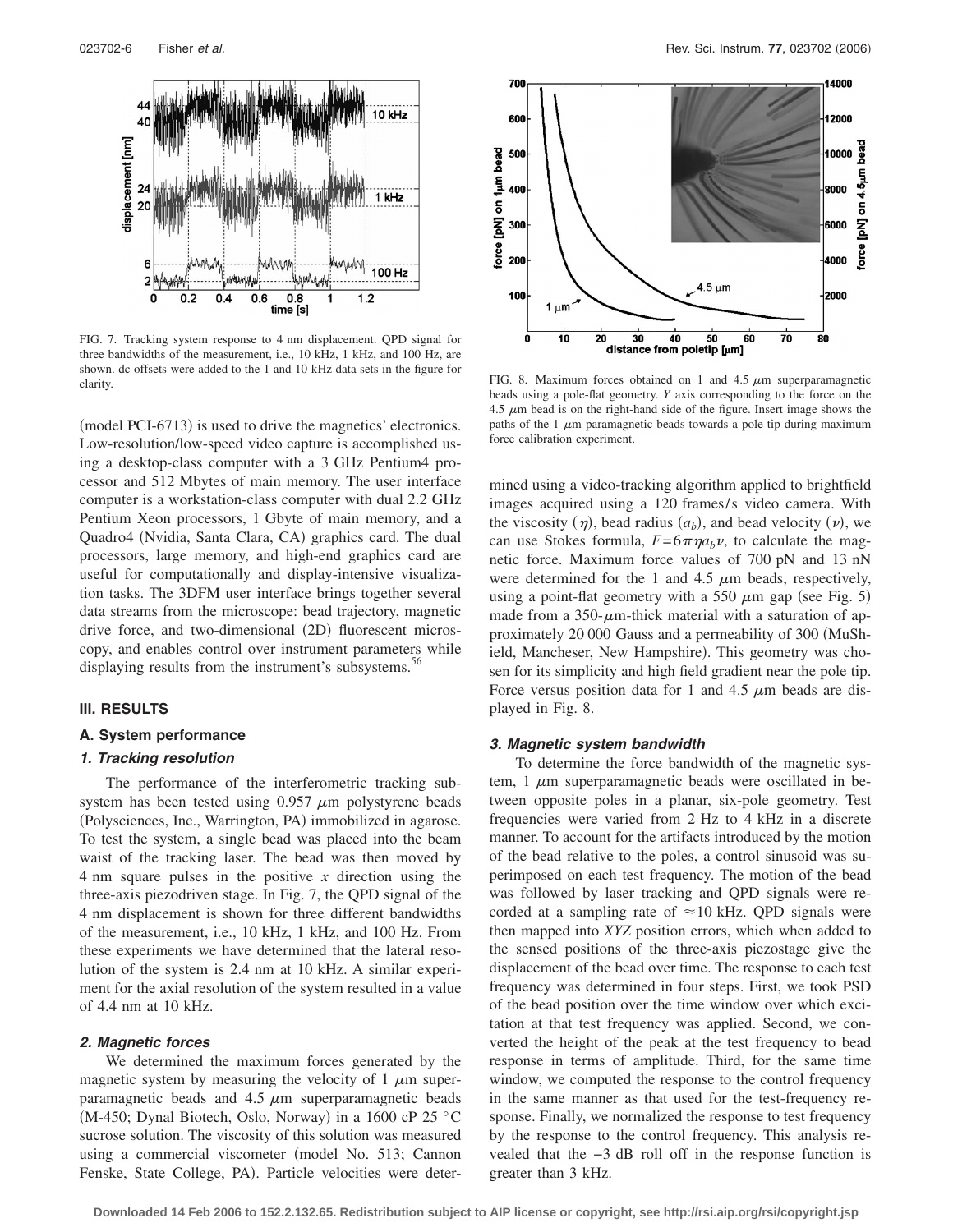displacement [nm]

44
40
10 kHz
24
20
1 kHz
6
2
100 Hz
0 0.2 0.4 0.6 0.8 1 1.2
time [s]

FIG. 7. Tracking system response to 4 nm displacement. QPD signal for three bandwidths of the measurement, i.e., 10 kHz, 1 kHz, and 100 Hz, are shown. dc offsets were added to the 1 and 10 kHz data sets in the figure for clarity.

(model PCI-6713) is used to drive the magnetics' electronics. Low-resolution/low-speed video capture is accomplished using a desktop-class computer with a 3 GHz Pentium4 processor and 512 Mbytes of main memory. The user interface computer is a workstation-class computer with dual 2.2 GHz Pentium Xeon processors, 1 Gbyte of main memory, and a Quadro4 (Nvidia, Santa Clara, CA) graphics card. The dual processors, large memory, and high-end graphics card are useful for computationally and display-intensive visualization tasks. The 3DFM user interface brings together several data streams from the microscope: bead trajectory, magnetic drive force, and two-dimensional (2D) fluorescent microscopy, and enables control over instrument parameters while displaying results from the instrument's subsystems.[56]

## III. RESULTS

### A. System performance

#### *1. Tracking resolution*

The performance of the interferometric tracking subsystem has been tested using 0.957 $\mu$m polystyrene beads (Polysciences, Inc., Warrington, PA) immobilized in agarose. To test the system, a single bead was placed into the beam waist of the tracking laser. The bead was then moved by 4 nm square pulses in the positive $x$ direction using the three-axis piezodriven stage. In Fig. 7, the QPD signal of the 4 nm displacement is shown for three different bandwidths of the measurement, i.e., 10 kHz, 1 kHz, and 100 Hz. From these experiments we have determined that the lateral resolution of the system is 2.4 nm at 10 kHz. A similar experiment for the axial resolution of the system resulted in a value of 4.4 nm at 10 kHz.

#### *2. Magnetic forces*

We determined the maximum forces generated by the magnetic system by measuring the velocity of 1 $\mu$m superparamagnetic beads and 4.5 $\mu$m superparamagnetic beads (M-450; Dynal Biotech, Oslo, Norway) in a 1600 cP 25 °C sucrose solution. The viscosity of this solution was measured using a commercial viscometer (model No. 513; Cannon Fenske, State College, PA). Particle velocities were determined using a video-tracking algorithm applied to brightfield images acquired using a 120 frames/s video camera. With the viscosity ($\eta$), bead radius ($a_b$), and bead velocity ($\nu$), we can use Stokes formula, $F=6\pi\eta a_b \nu$, to calculate the magnetic force. Maximum force values of 700 pN and 13 nN were determined for the 1 and 4.5 $\mu$m beads, respectively, using a point-flat geometry with a 550 $\mu$m gap (see Fig. 5) made from a 350-$\mu$m-thick material with a saturation of approximately 20 000 Gauss and a permeability of 300 (MuShield, Mancheser, New Hampshire). This geometry was chosen for its simplicity and high field gradient near the pole tip. Force versus position data for 1 and 4.5 $\mu$m beads are displayed in Fig. 8.

force [pN] on 1μm bead
700
600
500
400
300
200
100
0 10 20 30 40 50 60 70 80
distance from poletip [μm]
force [pN] on 4.5μm bead
14000
12000
10000
8000
6000
4000
2000
4.5 μm
1 μm

FIG. 8. Maximum forces obtained on 1 and 4.5 $\mu$m superparamagnetic beads using a pole-flat geometry. $Y$ axis corresponding to the force on the 4.5 $\mu$m bead is on the right-hand side of the figure. Insert image shows the paths of the 1 $\mu$m paramagnetic beads towards a pole tip during maximum force calibration experiment.

#### *3. Magnetic system bandwidth*

To determine the force bandwidth of the magnetic system, 1 $\mu$m superparamagnetic beads were oscillated in between opposite poles in a planar, six-pole geometry. Test frequencies were varied from 2 Hz to 4 kHz in a discrete manner. To account for the artifacts introduced by the motion of the bead relative to the poles, a control sinusoid was superimposed on each test frequency. The motion of the bead was followed by laser tracking and QPD signals were recorded at a sampling rate of $\approx$10 kHz. QPD signals were then mapped into *XYZ* position errors, which when added to the sensed positions of the three-axis piezostage give the displacement of the bead over time. The response to each test frequency was determined in four steps. First, we took PSD of the bead position over the time window over which excitation at that test frequency was applied. Second, we converted the height of the peak at the test frequency to bead response in terms of amplitude. Third, for the same time window, we computed the response to the control frequency in the same manner as that used for the test-frequency response. Finally, we normalized the response to test frequency by the response to the control frequency. This analysis revealed that the −3 dB roll off in the response function is greater than 3 kHz.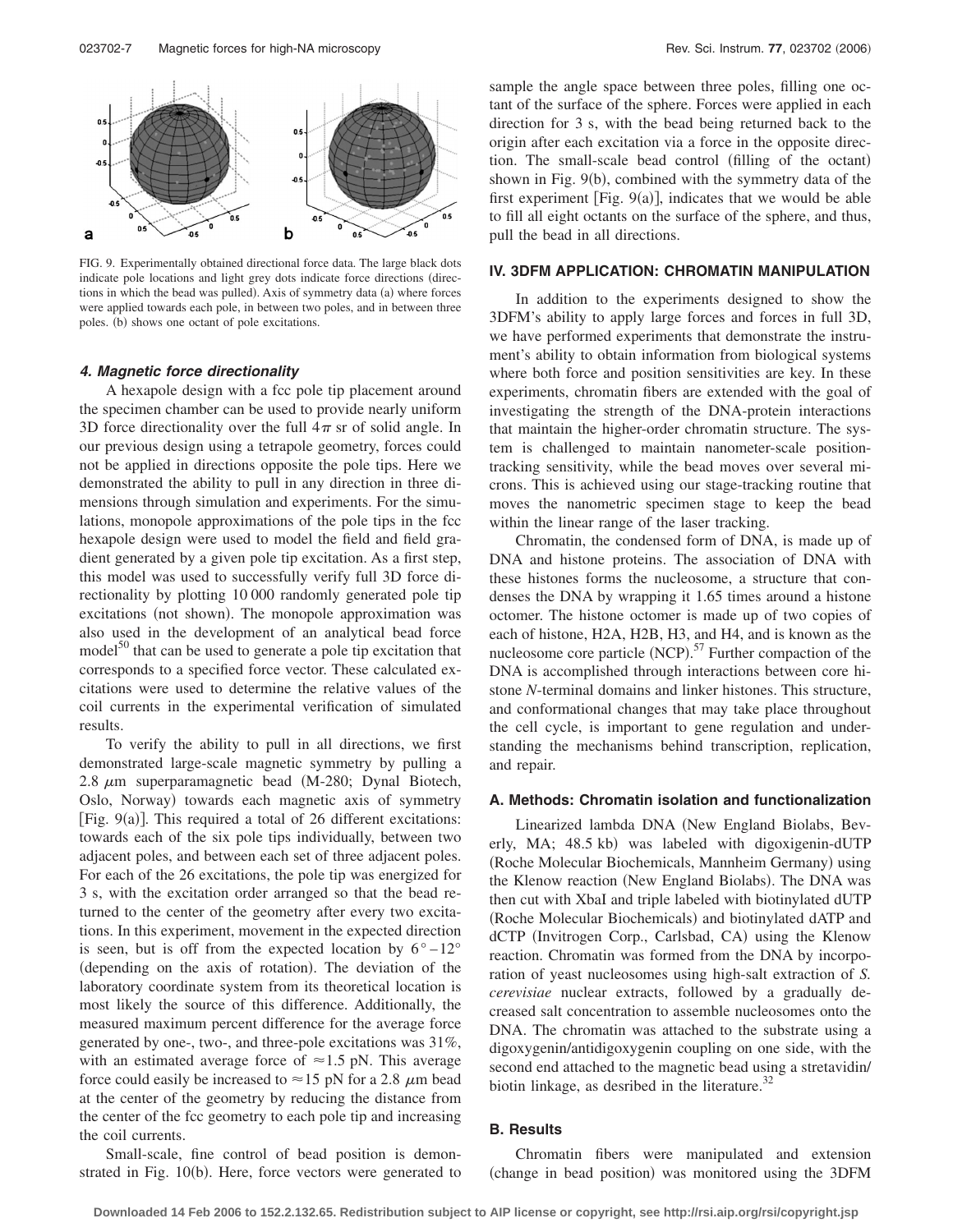a

b

FIG. 9. Experimentally obtained directional force data. The large black dots indicate pole locations and light grey dots indicate force directions (directions in which the bead was pulled). Axis of symmetry data (a) where forces were applied towards each pole, in between two poles, and in between three poles. (b) shows one octant of pole excitations.

#### *4. Magnetic force directionality*

A hexapole design with a fcc pole tip placement around the specimen chamber can be used to provide nearly uniform 3D force directionality over the full $4\pi$ sr of solid angle. In our previous design using a tetrapole geometry, forces could not be applied in directions opposite the pole tips. Here we demonstrated the ability to pull in any direction in three dimensions through simulation and experiments. For the simulations, monopole approximations of the pole tips in the fcc hexapole design were used to model the field and field gradient generated by a given pole tip excitation. As a first step, this model was used to successfully verify full 3D force directionality by plotting 10 000 randomly generated pole tip excitations (not shown). The monopole approximation was also used in the development of an analytical bead force model[50] that can be used to generate a pole tip excitation that corresponds to a specified force vector. These calculated excitations were used to determine the relative values of the coil currents in the experimental verification of simulated results.

To verify the ability to pull in all directions, we first demonstrated large-scale magnetic symmetry by pulling a 2.8 $\mu$m superparamagnetic bead (M-280; Dynal Biotech, Oslo, Norway) towards each magnetic axis of symmetry [Fig. 9(a)]. This required a total of 26 different excitations: towards each of the six pole tips individually, between two adjacent poles, and between each set of three adjacent poles. For each of the 26 excitations, the pole tip was energized for 3 s, with the excitation order arranged so that the bead returned to the center of the geometry after every two excitations. In this experiment, movement in the expected direction is seen, but is off from the expected location by $6°-12°$ (depending on the axis of rotation). The deviation of the laboratory coordinate system from its theoretical location is most likely the source of this difference. Additionally, the measured maximum percent difference for the average force generated by one-, two-, and three-pole excitations was 31%, with an estimated average force of $\approx 1.5$ pN. This average force could easily be increased to $\approx 15$ pN for a 2.8 $\mu$m bead at the center of the geometry by reducing the distance from the center of the fcc geometry to each pole tip and increasing the coil currents.

Small-scale, fine control of bead position is demonstrated in Fig. 10(b). Here, force vectors were generated to sample the angle space between three poles, filling one octant of the surface of the sphere. Forces were applied in each direction for 3 s, with the bead being returned back to the origin after each excitation via a force in the opposite direction. The small-scale bead control (filling of the octant) shown in Fig. 9(b), combined with the symmetry data of the first experiment [Fig. 9(a)], indicates that we would be able to fill all eight octants on the surface of the sphere, and thus, pull the bead in all directions.

## IV. 3DFM APPLICATION: CHROMATIN MANIPULATION

In addition to the experiments designed to show the 3DFM's ability to apply large forces and forces in full 3D, we have performed experiments that demonstrate the instrument's ability to obtain information from biological systems where both force and position sensitivities are key. In these experiments, chromatin fibers are extended with the goal of investigating the strength of the DNA-protein interactions that maintain the higher-order chromatin structure. The system is challenged to maintain nanometer-scale position-tracking sensitivity, while the bead moves over several microns. This is achieved using our stage-tracking routine that moves the nanometric specimen stage to keep the bead within the linear range of the laser tracking.

Chromatin, the condensed form of DNA, is made up of DNA and histone proteins. The association of DNA with these histones forms the nucleosome, a structure that condenses the DNA by wrapping it 1.65 times around a histone octomer. The histone octomer is made up of two copies of each of histone, H2A, H2B, H3, and H4, and is known as the nucleosome core particle (NCP).[57] Further compaction of the DNA is accomplished through interactions between core histone *N*-terminal domains and linker histones. This structure, and conformational changes that may take place throughout the cell cycle, is important to gene regulation and understanding the mechanisms behind transcription, replication, and repair.

### A. Methods: Chromatin isolation and functionalization

Linearized lambda DNA (New England Biolabs, Beverly, MA; 48.5 kb) was labeled with digoxigenin-dUTP (Roche Molecular Biochemicals, Mannheim Germany) using the Klenow reaction (New England Biolabs). The DNA was then cut with XbaI and triple labeled with biotinylated dUTP (Roche Molecular Biochemicals) and biotinylated dATP and dCTP (Invitrogen Corp., Carlsbad, CA) using the Klenow reaction. Chromatin was formed from the DNA by incorporation of yeast nucleosomes using high-salt extraction of *S. cerevisiae* nuclear extracts, followed by a gradually decreased salt concentration to assemble nucleosomes onto the DNA. The chromatin was attached to the substrate using a digoxygenin/antidigoxygenin coupling on one side, with the second end attached to the magnetic bead using a stretavidin/biotin linkage, as desribed in the literature.[32]

### B. Results

Chromatin fibers were manipulated and extension (change in bead position) was monitored using the 3DFM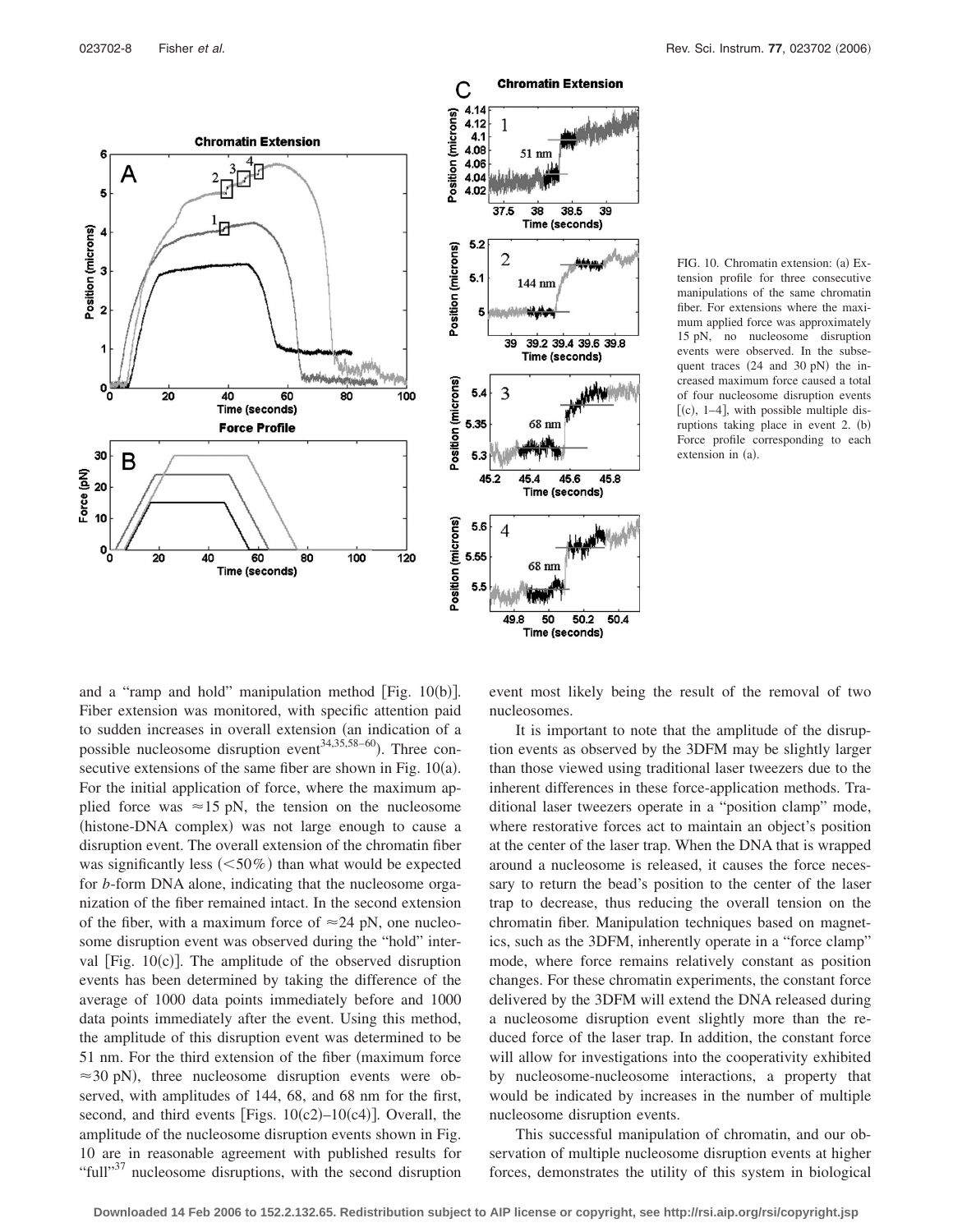Chromatin Extension

A

Position (microns)

Time (seconds)

Force Profile

B

Force (pN)

Time (seconds)

C

Chromatin Extension

1

51 nm

2

144 nm

3

68 nm

4

68 nm

FIG. 10. Chromatin extension: (a) Extension profile for three consecutive manipulations of the same chromatin fiber. For extensions where the maximum applied force was approximately 15 pN, no nucleosome disruption events were observed. In the subsequent traces (24 and 30 pN) the increased maximum force caused a total of four nucleosome disruption events [(c), 1–4], with possible multiple disruptions taking place in event 2. (b) Force profile corresponding to each extension in (a).

and a "ramp and hold" manipulation method [Fig. 10(b)]. Fiber extension was monitored, with specific attention paid to sudden increases in overall extension (an indication of a possible nucleosome disruption event[34,35,58–60]). Three consecutive extensions of the same fiber are shown in Fig. 10(a). For the initial application of force, where the maximum applied force was $\approx 15$ pN, the tension on the nucleosome (histone-DNA complex) was not large enough to cause a disruption event. The overall extension of the chromatin fiber was significantly less ($<50\%$) than what would be expected for *b*-form DNA alone, indicating that the nucleosome organization of the fiber remained intact. In the second extension of the fiber, with a maximum force of $\approx 24$ pN, one nucleosome disruption event was observed during the "hold" interval [Fig. 10(c)]. The amplitude of the observed disruption events has been determined by taking the difference of the average of 1000 data points immediately before and 1000 data points immediately after the event. Using this method, the amplitude of this disruption event was determined to be 51 nm. For the third extension of the fiber (maximum force $\approx 30$ pN), three nucleosome disruption events were observed, with amplitudes of 144, 68, and 68 nm for the first, second, and third events [Figs. 10(c2)–10(c4)]. Overall, the amplitude of the nucleosome disruption events shown in Fig. 10 are in reasonable agreement with published results for "full"[37] nucleosome disruptions, with the second disruption event most likely being the result of the removal of two nucleosomes.

It is important to note that the amplitude of the disruption events as observed by the 3DFM may be slightly larger than those viewed using traditional laser tweezers due to the inherent differences in these force-application methods. Traditional laser tweezers operate in a "position clamp" mode, where restorative forces act to maintain an object's position at the center of the laser trap. When the DNA that is wrapped around a nucleosome is released, it causes the force necessary to return the bead's position to the center of the laser trap to decrease, thus reducing the overall tension on the chromatin fiber. Manipulation techniques based on magnetics, such as the 3DFM, inherently operate in a "force clamp" mode, where force remains relatively constant as position changes. For these chromatin experiments, the constant force delivered by the 3DFM will extend the DNA released during a nucleosome disruption event slightly more than the reduced force of the laser trap. In addition, the constant force will allow for investigations into the cooperativity exhibited by nucleosome-nucleosome interactions, a property that would be indicated by increases in the number of multiple nucleosome disruption events.

This successful manipulation of chromatin, and our observation of multiple nucleosome disruption events at higher forces, demonstrates the utility of this system in biological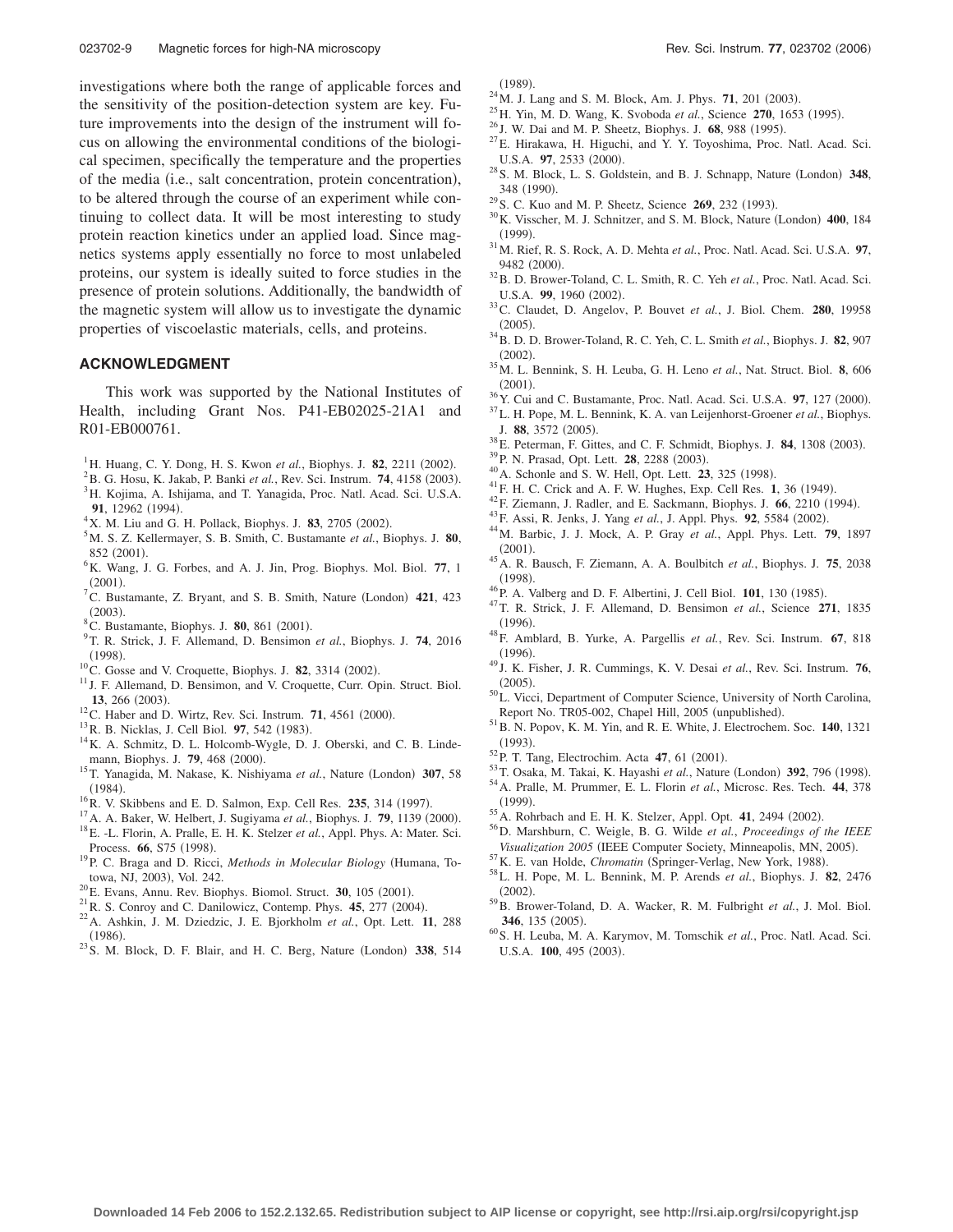investigations where both the range of applicable forces and the sensitivity of the position-detection system are key. Future improvements into the design of the instrument will focus on allowing the environmental conditions of the biological specimen, specifically the temperature and the properties of the media (i.e., salt concentration, protein concentration), to be altered through the course of an experiment while continuing to collect data. It will be most interesting to study protein reaction kinetics under an applied load. Since magnetics systems apply essentially no force to most unlabeled proteins, our system is ideally suited to force studies in the presence of protein solutions. Additionally, the bandwidth of the magnetic system will allow us to investigate the dynamic properties of viscoelastic materials, cells, and proteins.

## ACKNOWLEDGMENT

This work was supported by the National Institutes of Health, including Grant Nos. P41-EB02025-21A1 and R01-EB000761.

[1] H. Huang, C. Y. Dong, H. S. Kwon *et al.*, Biophys. J. **82**, 2211 (2002).
[2] B. G. Hosu, K. Jakab, P. Banki *et al.*, Rev. Sci. Instrum. **74**, 4158 (2003).
[3] H. Kojima, A. Ishijama, and T. Yanagida, Proc. Natl. Acad. Sci. U.S.A. **91**, 12962 (1994).
[4] X. M. Liu and G. H. Pollack, Biophys. J. **83**, 2705 (2002).
[5] M. S. Z. Kellermayer, S. B. Smith, C. Bustamante *et al.*, Biophys. J. **80**, 852 (2001).
[6] K. Wang, J. G. Forbes, and A. J. Jin, Prog. Biophys. Mol. Biol. **77**, 1 (2001).
[7] C. Bustamante, Z. Bryant, and S. B. Smith, Nature (London) **421**, 423 (2003).
[8] C. Bustamante, Biophys. J. **80**, 861 (2001).
[9] T. R. Strick, J. F. Allemand, D. Bensimon *et al.*, Biophys. J. **74**, 2016 (1998).
[10] C. Gosse and V. Croquette, Biophys. J. **82**, 3314 (2002).
[11] J. F. Allemand, D. Bensimon, and V. Croquette, Curr. Opin. Struct. Biol. **13**, 266 (2003).
[12] C. Haber and D. Wirtz, Rev. Sci. Instrum. **71**, 4561 (2000).
[13] R. B. Nicklas, J. Cell Biol. **97**, 542 (1983).
[14] K. A. Schmitz, D. L. Holcomb-Wygle, D. J. Oberski, and C. B. Lindemann, Biophys. J. **79**, 468 (2000).
[15] T. Yanagida, M. Nakase, K. Nishiyama *et al.*, Nature (London) **307**, 58 (1984).
[16] R. V. Skibbens and E. D. Salmon, Exp. Cell Res. **235**, 314 (1997).
[17] A. A. Baker, W. Helbert, J. Sugiyama *et al.*, Biophys. J. **79**, 1139 (2000).
[18] E. -L. Florin, A. Pralle, E. H. K. Stelzer *et al.*, Appl. Phys. A: Mater. Sci. Process. **66**, S75 (1998).
[19] P. C. Braga and D. Ricci, *Methods in Molecular Biology* (Humana, Totowa, NJ, 2003), Vol. 242.
[20] E. Evans, Annu. Rev. Biophys. Biomol. Struct. **30**, 105 (2001).
[21] R. S. Conroy and C. Danilowicz, Contemp. Phys. **45**, 277 (2004).
[22] A. Ashkin, J. M. Dziedzic, J. E. Bjorkholm *et al.*, Opt. Lett. **11**, 288 (1986).
[23] S. M. Block, D. F. Blair, and H. C. Berg, Nature (London) **338**, 514 (1989).
[24] M. J. Lang and S. M. Block, Am. J. Phys. **71**, 201 (2003).
[25] H. Yin, M. D. Wang, K. Svoboda *et al.*, Science **270**, 1653 (1995).
[26] J. W. Dai and M. P. Sheetz, Biophys. J. **68**, 988 (1995).
[27] E. Hirakawa, H. Higuchi, and Y. Y. Toyoshima, Proc. Natl. Acad. Sci. U.S.A. **97**, 2533 (2000).
[28] S. M. Block, L. S. Goldstein, and B. J. Schnapp, Nature (London) **348**, 348 (1990).
[29] S. C. Kuo and M. P. Sheetz, Science **269**, 232 (1993).
[30] K. Visscher, M. J. Schnitzer, and S. M. Block, Nature (London) **400**, 184 (1999).
[31] M. Rief, R. S. Rock, A. D. Mehta *et al.*, Proc. Natl. Acad. Sci. U.S.A. **97**, 9482 (2000).
[32] B. D. Brower-Toland, C. L. Smith, R. C. Yeh *et al.*, Proc. Natl. Acad. Sci. U.S.A. **99**, 1960 (2002).
[33] C. Claudet, D. Angelov, P. Bouvet *et al.*, J. Biol. Chem. **280**, 19958 (2005).
[34] B. D. D. Brower-Toland, R. C. Yeh, C. L. Smith *et al.*, Biophys. J. **82**, 907 (2002).
[35] M. L. Bennink, S. H. Leuba, G. H. Leno *et al.*, Nat. Struct. Biol. **8**, 606 (2001).
[36] Y. Cui and C. Bustamante, Proc. Natl. Acad. Sci. U.S.A. **97**, 127 (2000).
[37] L. H. Pope, M. L. Bennink, K. A. van Leijenhorst-Groener *et al.*, Biophys. J. **88**, 3572 (2005).
[38] E. Peterman, F. Gittes, and C. F. Schmidt, Biophys. J. **84**, 1308 (2003).
[39] P. N. Prasad, Opt. Lett. **28**, 2288 (2003).
[40] A. Schonle and S. W. Hell, Opt. Lett. **23**, 325 (1998).
[41] F. H. C. Crick and A. F. W. Hughes, Exp. Cell Res. **1**, 36 (1949).
[42] F. Ziemann, J. Radler, and E. Sackmann, Biophys. J. **66**, 2210 (1994).
[43] F. Assi, R. Jenks, J. Yang *et al.*, J. Appl. Phys. **92**, 5584 (2002).
[44] M. Barbic, J. J. Mock, A. P. Gray *et al.*, Appl. Phys. Lett. **79**, 1897 (2001).
[45] A. R. Bausch, F. Ziemann, A. A. Boulbitch *et al.*, Biophys. J. **75**, 2038 (1998).
[46] P. A. Valberg and D. F. Albertini, J. Cell Biol. **101**, 130 (1985).
[47] T. R. Strick, J. F. Allemand, D. Bensimon *et al.*, Science **271**, 1835 (1996).
[48] F. Amblard, B. Yurke, A. Pargellis *et al.*, Rev. Sci. Instrum. **67**, 818 (1996).
[49] J. K. Fisher, J. R. Cummings, K. V. Desai *et al.*, Rev. Sci. Instrum. **76**, (2005).
[50] L. Vicci, Department of Computer Science, University of North Carolina, Report No. TR05-002, Chapel Hill, 2005 (unpublished).
[51] B. N. Popov, K. M. Yin, and R. E. White, J. Electrochem. Soc. **140**, 1321 (1993).
[52] P. T. Tang, Electrochim. Acta **47**, 61 (2001).
[53] T. Osaka, M. Takai, K. Hayashi *et al.*, Nature (London) **392**, 796 (1998).
[54] A. Pralle, M. Prummer, E. L. Florin *et al.*, Microsc. Res. Tech. **44**, 378 (1999).
[55] A. Rohrbach and E. H. K. Stelzer, Appl. Opt. **41**, 2494 (2002).
[56] D. Marshburn, C. Weigle, B. G. Wilde *et al.*, *Proceedings of the IEEE Visualization 2005* (IEEE Computer Society, Minneapolis, MN, 2005).
[57] K. E. van Holde, *Chromatin* (Springer-Verlag, New York, 1988).
[58] L. H. Pope, M. L. Bennink, M. P. Arends *et al.*, Biophys. J. **82**, 2476 (2002).
[59] B. Brower-Toland, D. A. Wacker, R. M. Fulbright *et al.*, J. Mol. Biol. **346**, 135 (2005).
[60] S. H. Leuba, M. A. Karymov, M. Tomschik *et al.*, Proc. Natl. Acad. Sci. U.S.A. **100**, 495 (2003).